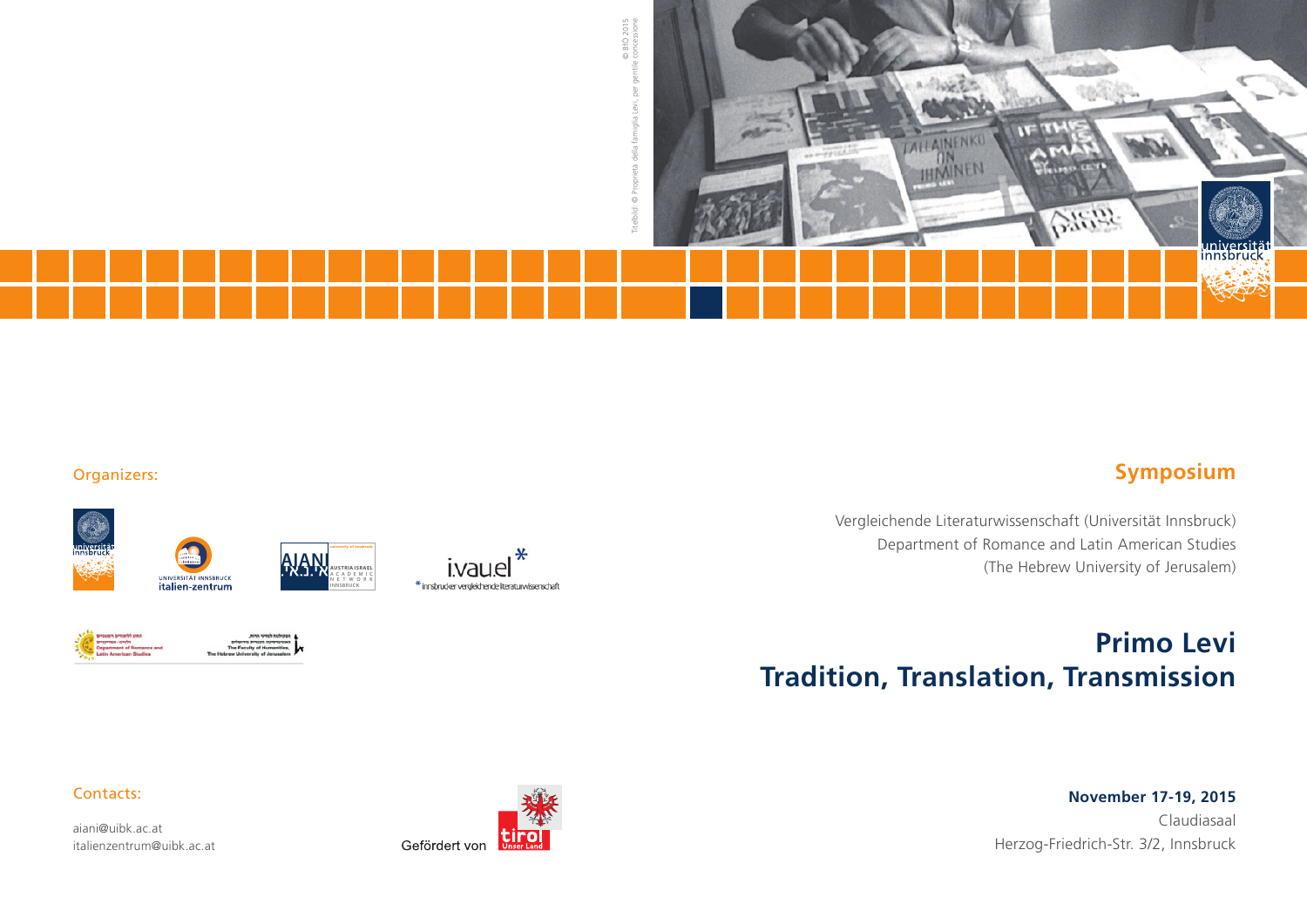Titelbild: © Proprietà della famiglia Levi, per gentile concessione © BFÖ 2015

Organizers:

Contacts:

aiani@uibk.ac.at
italienzentrum@uibk.ac.at

Gefördert von

## Symposium

Vergleichende Literaturwissenschaft (Universität Innsbruck)
Department of Romance and Latin American Studies
(The Hebrew University of Jerusalem)

# Primo Levi
# Tradition, Translation, Transmission

**November 17-19, 2015**
Claudiasaal
Herzog-Friedrich-Str. 3/2, Innsbruck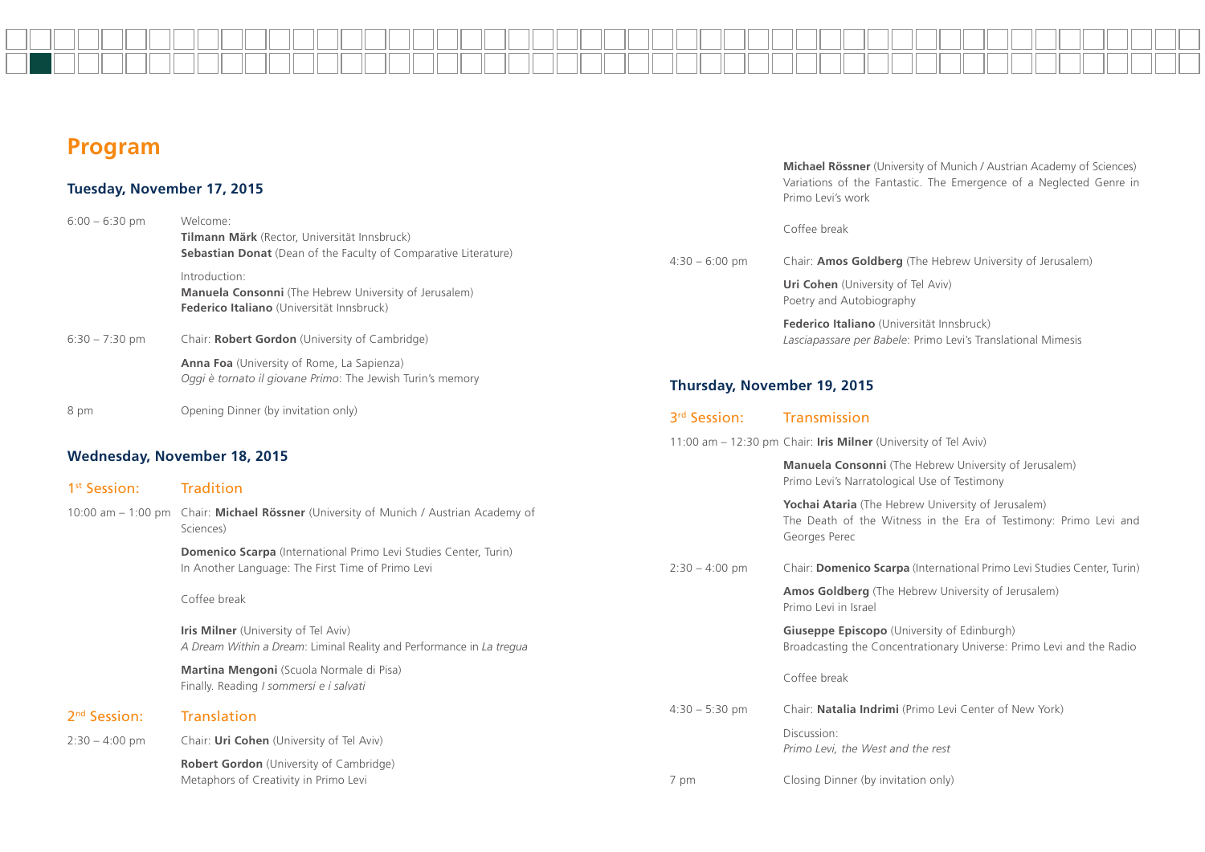## Program

### Tuesday, November 17, 2015

6:00 – 6:30 pm
Welcome:
**Tilmann Märk** (Rector, Universität Innsbruck)
**Sebastian Donat** (Dean of the Faculty of Comparative Literature)

Introduction:
**Manuela Consonni** (The Hebrew University of Jerusalem)
**Federico Italiano** (Universität Innsbruck)

6:30 – 7:30 pm
Chair: **Robert Gordon** (University of Cambridge)

**Anna Foa** (University of Rome, La Sapienza)
*Oggi è tornato il giovane Primo*: The Jewish Turin's memory

8 pm
Opening Dinner (by invitation only)

### Wednesday, November 18, 2015

#### 1st Session: Tradition

10:00 am – 1:00 pm
Chair: **Michael Rössner** (University of Munich / Austrian Academy of Sciences)

**Domenico Scarpa** (International Primo Levi Studies Center, Turin)
In Another Language: The First Time of Primo Levi

Coffee break

**Iris Milner** (University of Tel Aviv)
*A Dream Within a Dream*: Liminal Reality and Performance in *La tregua*

**Martina Mengoni** (Scuola Normale di Pisa)
Finally. Reading *I sommersi e i salvati*

#### 2nd Session: Translation

2:30 – 4:00 pm
Chair: **Uri Cohen** (University of Tel Aviv)

**Robert Gordon** (University of Cambridge)
Metaphors of Creativity in Primo Levi

**Michael Rössner** (University of Munich / Austrian Academy of Sciences)
Variations of the Fantastic. The Emergence of a Neglected Genre in Primo Levi's work

Coffee break

4:30 – 6:00 pm
Chair: **Amos Goldberg** (The Hebrew University of Jerusalem)

**Uri Cohen** (University of Tel Aviv)
Poetry and Autobiography

**Federico Italiano** (Universität Innsbruck)
*Lasciapassare per Babele*: Primo Levi's Translational Mimesis

### Thursday, November 19, 2015

#### 3rd Session: Transmission

11:00 am – 12:30 pm
Chair: **Iris Milner** (University of Tel Aviv)

**Manuela Consonni** (The Hebrew University of Jerusalem)
Primo Levi's Narratological Use of Testimony

**Yochai Ataria** (The Hebrew University of Jerusalem)
The Death of the Witness in the Era of Testimony: Primo Levi and Georges Perec

2:30 – 4:00 pm
Chair: **Domenico Scarpa** (International Primo Levi Studies Center, Turin)

**Amos Goldberg** (The Hebrew University of Jerusalem)
Primo Levi in Israel

**Giuseppe Episcopo** (University of Edinburgh)
Broadcasting the Concentrationary Universe: Primo Levi and the Radio

Coffee break

4:30 – 5:30 pm
Chair: **Natalia Indrimi** (Primo Levi Center of New York)

Discussion:
*Primo Levi, the West and the rest*

7 pm
Closing Dinner (by invitation only)